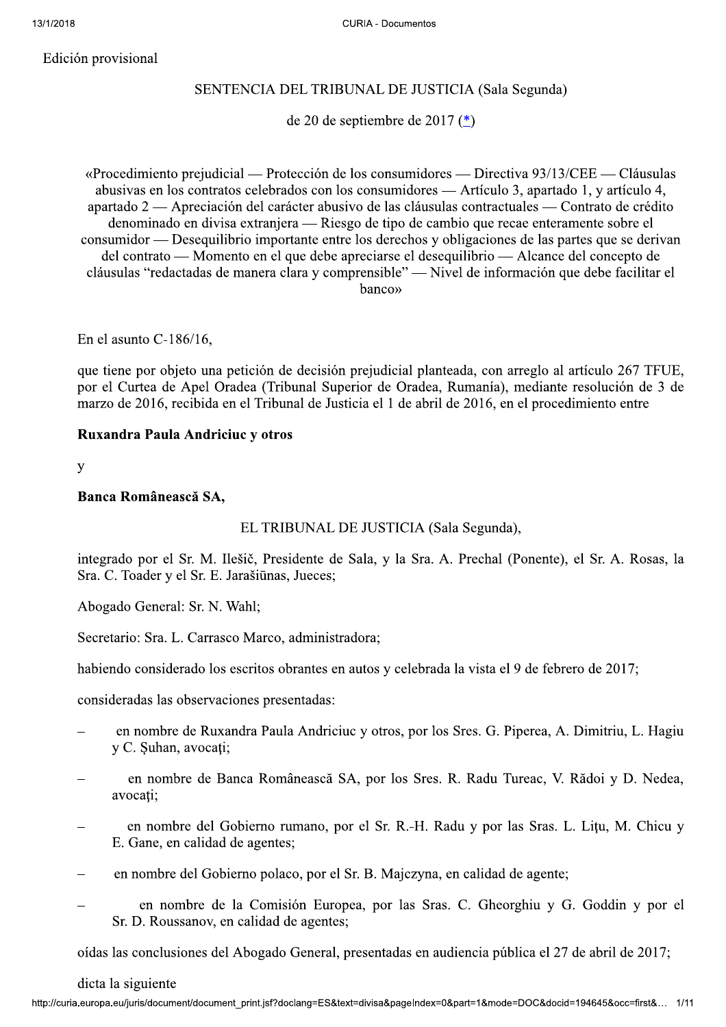Edición provisional

# SENTENCIA DEL TRIBUNAL DE JUSTICIA (Sala Segunda)

de 20 de septiembre de 2017 (*)

«Procedimiento prejudicial — Protección de los consumidores — Directiva 93/13/CEE — Cláusulas abusivas en los contratos celebrados con los consumidores — Artículo 3, apartado 1, y artículo 4, apartado 2 — Apreciación del carácter abusivo de las cláusulas contractuales — Contrato de crédito denominado en divisa extranjera — Riesgo de tipo de cambio que recae enteramente sobre el consumidor — Desequilibrio importante entre los derechos y obligaciones de las partes que se derivan del contrato — Momento en el que debe apreciarse el desequilibrio — Alcance del concepto de cláusulas "redactadas de manera clara y comprensible" — Nivel de información que debe facilitar el banco»

En el asunto C-186/16,

que tiene por objeto una petición de decisión prejudicial planteada, con arreglo al artículo 267 TFUE, por el Curtea de Apel Oradea (Tribunal Superior de Oradea, Rumanía), mediante resolución de 3 de marzo de 2016, recibida en el Tribunal de Justicia el 1 de abril de 2016, en el procedimiento entre

**Ruxandra Paula Andriciuc y otros**

y

**Banca Românească SA,**

EL TRIBUNAL DE JUSTICIA (Sala Segunda),

integrado por el Sr. M. Ilešič, Presidente de Sala, y la Sra. A. Prechal (Ponente), el Sr. A. Rosas, la Sra. C. Toader y el Sr. E. Jarašiūnas, Jueces;

Abogado General: Sr. N. Wahl;

Secretario: Sra. L. Carrasco Marco, administradora;

habiendo considerado los escritos obrantes en autos y celebrada la vista el 9 de febrero de 2017;

consideradas las observaciones presentadas:

- en nombre de Ruxandra Paula Andriciuc y otros, por los Sres. G. Piperea, A. Dimitriu, L. Hagiu y C. Șuhan, avocați;
- en nombre de Banca Românească SA, por los Sres. R. Radu Tureac, V. Rădoi y D. Nedea, avocați;
- en nombre del Gobierno rumano, por el Sr. R.-H. Radu y por las Sras. L. Lițu, M. Chicu y E. Gane, en calidad de agentes;
- en nombre del Gobierno polaco, por el Sr. B. Majczyna, en calidad de agente;
- en nombre de la Comisión Europea, por las Sras. C. Gheorghiu y G. Goddin y por el Sr. D. Roussanov, en calidad de agentes;

oídas las conclusiones del Abogado General, presentadas en audiencia pública el 27 de abril de 2017;

dicta la siguiente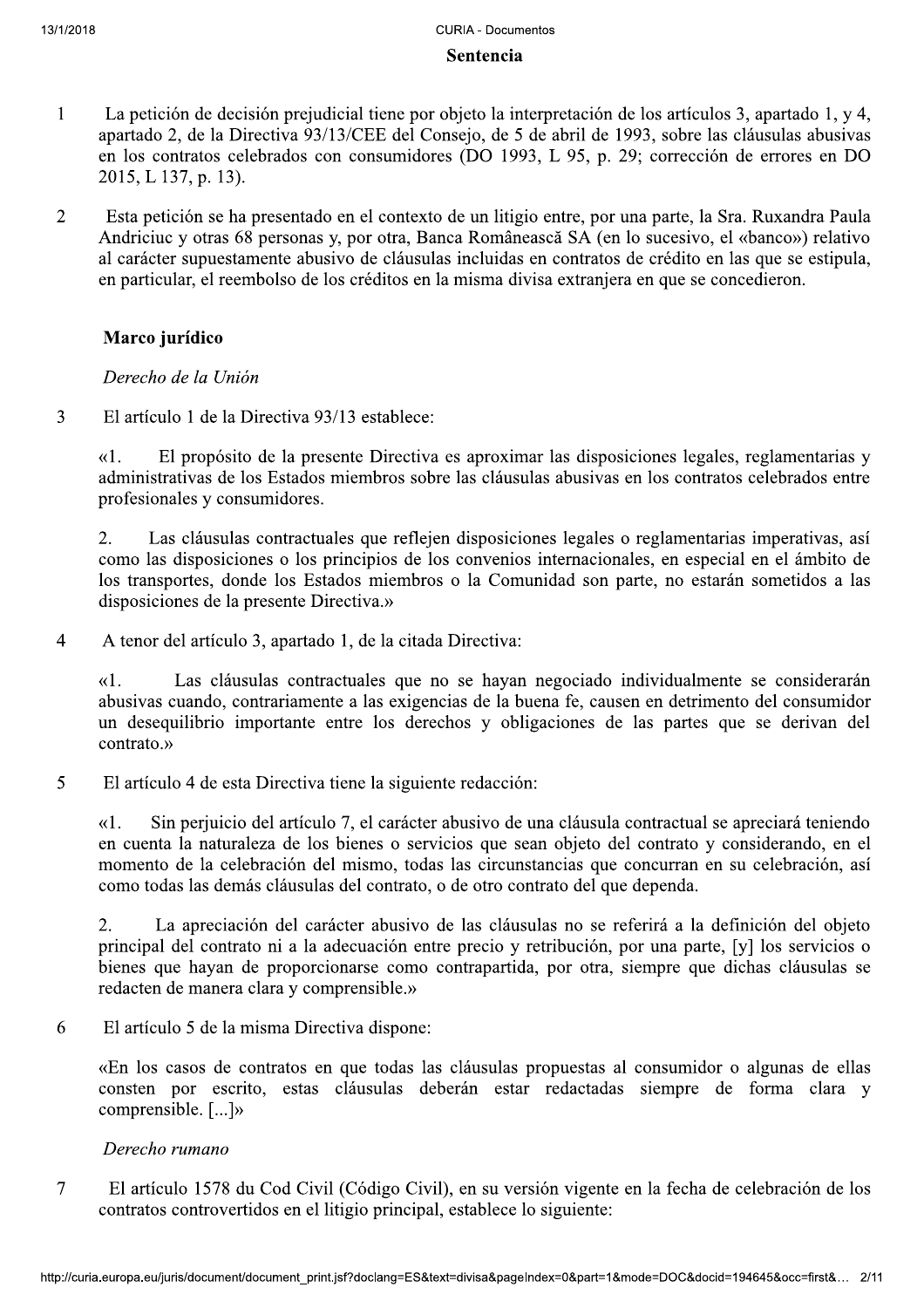# Sentencia

1 La petición de decisión prejudicial tiene por objeto la interpretación de los artículos 3, apartado 1, y 4, apartado 2, de la Directiva 93/13/CEE del Consejo, de 5 de abril de 1993, sobre las cláusulas abusivas en los contratos celebrados con consumidores (DO 1993, L 95, p. 29; corrección de errores en DO 2015, L 137, p. 13).

2 Esta petición se ha presentado en el contexto de un litigio entre, por una parte, la Sra. Ruxandra Paula Andriciuc y otras 68 personas y, por otra, Banca Românească SA (en lo sucesivo, el «banco») relativo al carácter supuestamente abusivo de cláusulas incluidas en contratos de crédito en las que se estipula, en particular, el reembolso de los créditos en la misma divisa extranjera en que se concedieron.

## Marco jurídico

### *Derecho de la Unión*

3 El artículo 1 de la Directiva 93/13 establece:

«1. El propósito de la presente Directiva es aproximar las disposiciones legales, reglamentarias y administrativas de los Estados miembros sobre las cláusulas abusivas en los contratos celebrados entre profesionales y consumidores.

2. Las cláusulas contractuales que reflejen disposiciones legales o reglamentarias imperativas, así como las disposiciones o los principios de los convenios internacionales, en especial en el ámbito de los transportes, donde los Estados miembros o la Comunidad son parte, no estarán sometidos a las disposiciones de la presente Directiva.»

4 A tenor del artículo 3, apartado 1, de la citada Directiva:

«1. Las cláusulas contractuales que no se hayan negociado individualmente se considerarán abusivas cuando, contrariamente a las exigencias de la buena fe, causen en detrimento del consumidor un desequilibrio importante entre los derechos y obligaciones de las partes que se derivan del contrato.»

5 El artículo 4 de esta Directiva tiene la siguiente redacción:

«1. Sin perjuicio del artículo 7, el carácter abusivo de una cláusula contractual se apreciará teniendo en cuenta la naturaleza de los bienes o servicios que sean objeto del contrato y considerando, en el momento de la celebración del mismo, todas las circunstancias que concurran en su celebración, así como todas las demás cláusulas del contrato, o de otro contrato del que dependa.

2. La apreciación del carácter abusivo de las cláusulas no se referirá a la definición del objeto principal del contrato ni a la adecuación entre precio y retribución, por una parte, [y] los servicios o bienes que hayan de proporcionarse como contrapartida, por otra, siempre que dichas cláusulas se redacten de manera clara y comprensible.»

6 El artículo 5 de la misma Directiva dispone:

«En los casos de contratos en que todas las cláusulas propuestas al consumidor o algunas de ellas consten por escrito, estas cláusulas deberán estar redactadas siempre de forma clara y comprensible. [...]»

### *Derecho rumano*

7 El artículo 1578 du Cod Civil (Código Civil), en su versión vigente en la fecha de celebración de los contratos controvertidos en el litigio principal, establece lo siguiente: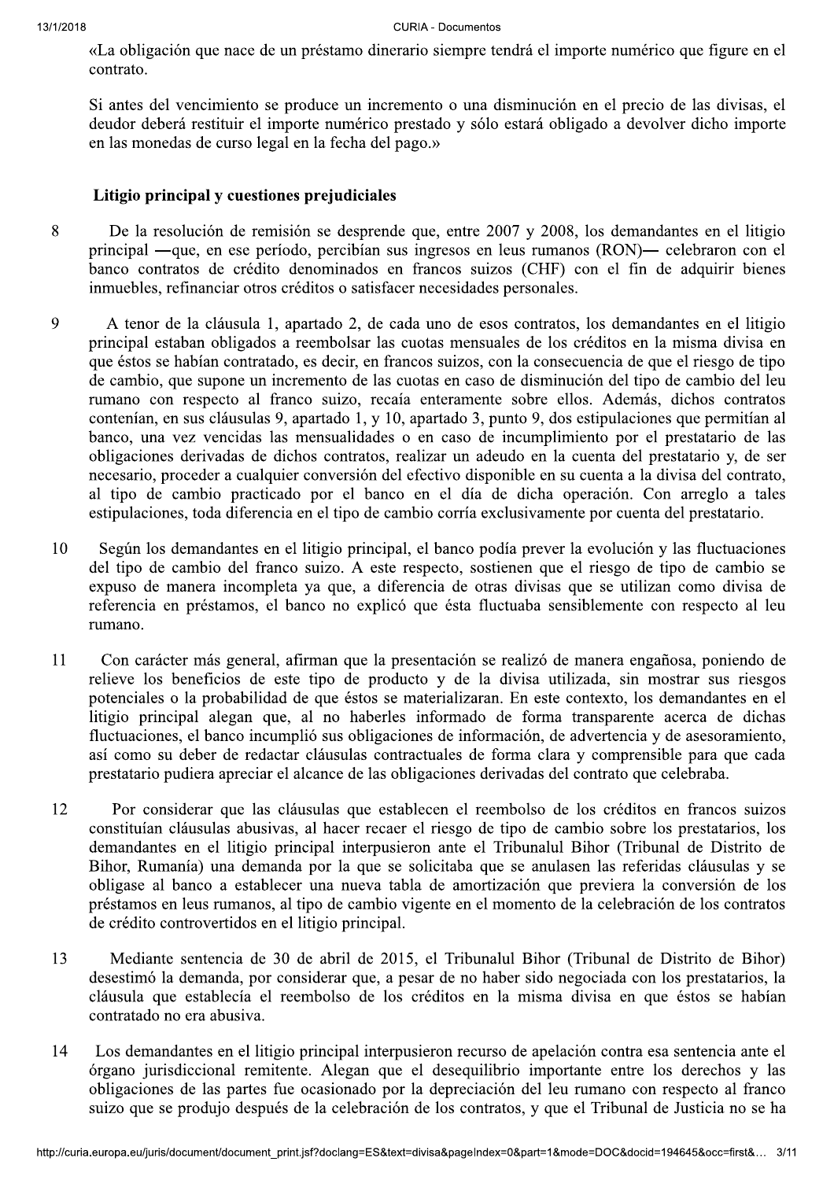«La obligación que nace de un préstamo dinerario siempre tendrá el importe numérico que figure en el contrato.

Si antes del vencimiento se produce un incremento o una disminución en el precio de las divisas, el deudor deberá restituir el importe numérico prestado y sólo estará obligado a devolver dicho importe en las monedas de curso legal en la fecha del pago.»

### Litigio principal y cuestiones prejudiciales

8 De la resolución de remisión se desprende que, entre 2007 y 2008, los demandantes en el litigio principal —que, en ese período, percibían sus ingresos en leus rumanos (RON)— celebraron con el banco contratos de crédito denominados en francos suizos (CHF) con el fin de adquirir bienes inmuebles, refinanciar otros créditos o satisfacer necesidades personales.

9 A tenor de la cláusula 1, apartado 2, de cada uno de esos contratos, los demandantes en el litigio principal estaban obligados a reembolsar las cuotas mensuales de los créditos en la misma divisa en que éstos se habían contratado, es decir, en francos suizos, con la consecuencia de que el riesgo de tipo de cambio, que supone un incremento de las cuotas en caso de disminución del tipo de cambio del leu rumano con respecto al franco suizo, recaía enteramente sobre ellos. Además, dichos contratos contenían, en sus cláusulas 9, apartado 1, y 10, apartado 3, punto 9, dos estipulaciones que permitían al banco, una vez vencidas las mensualidades o en caso de incumplimiento por el prestatario de las obligaciones derivadas de dichos contratos, realizar un adeudo en la cuenta del prestatario y, de ser necesario, proceder a cualquier conversión del efectivo disponible en su cuenta a la divisa del contrato, al tipo de cambio practicado por el banco en el día de dicha operación. Con arreglo a tales estipulaciones, toda diferencia en el tipo de cambio corría exclusivamente por cuenta del prestatario.

10 Según los demandantes en el litigio principal, el banco podía prever la evolución y las fluctuaciones del tipo de cambio del franco suizo. A este respecto, sostienen que el riesgo de tipo de cambio se expuso de manera incompleta ya que, a diferencia de otras divisas que se utilizan como divisa de referencia en préstamos, el banco no explicó que ésta fluctuaba sensiblemente con respecto al leu rumano.

11 Con carácter más general, afirman que la presentación se realizó de manera engañosa, poniendo de relieve los beneficios de este tipo de producto y de la divisa utilizada, sin mostrar sus riesgos potenciales o la probabilidad de que éstos se materializaran. En este contexto, los demandantes en el litigio principal alegan que, al no haberles informado de forma transparente acerca de dichas fluctuaciones, el banco incumplió sus obligaciones de información, de advertencia y de asesoramiento, así como su deber de redactar cláusulas contractuales de forma clara y comprensible para que cada prestatario pudiera apreciar el alcance de las obligaciones derivadas del contrato que celebraba.

12 Por considerar que las cláusulas que establecen el reembolso de los créditos en francos suizos constituían cláusulas abusivas, al hacer recaer el riesgo de tipo de cambio sobre los prestatarios, los demandantes en el litigio principal interpusieron ante el Tribunalul Bihor (Tribunal de Distrito de Bihor, Rumanía) una demanda por la que se solicitaba que se anulasen las referidas cláusulas y se obligase al banco a establecer una nueva tabla de amortización que previera la conversión de los préstamos en leus rumanos, al tipo de cambio vigente en el momento de la celebración de los contratos de crédito controvertidos en el litigio principal.

13 Mediante sentencia de 30 de abril de 2015, el Tribunalul Bihor (Tribunal de Distrito de Bihor) desestimó la demanda, por considerar que, a pesar de no haber sido negociada con los prestatarios, la cláusula que establecía el reembolso de los créditos en la misma divisa en que éstos se habían contratado no era abusiva.

14 Los demandantes en el litigio principal interpusieron recurso de apelación contra esa sentencia ante el órgano jurisdiccional remitente. Alegan que el desequilibrio importante entre los derechos y las obligaciones de las partes fue ocasionado por la depreciación del leu rumano con respecto al franco suizo que se produjo después de la celebración de los contratos, y que el Tribunal de Justicia no se ha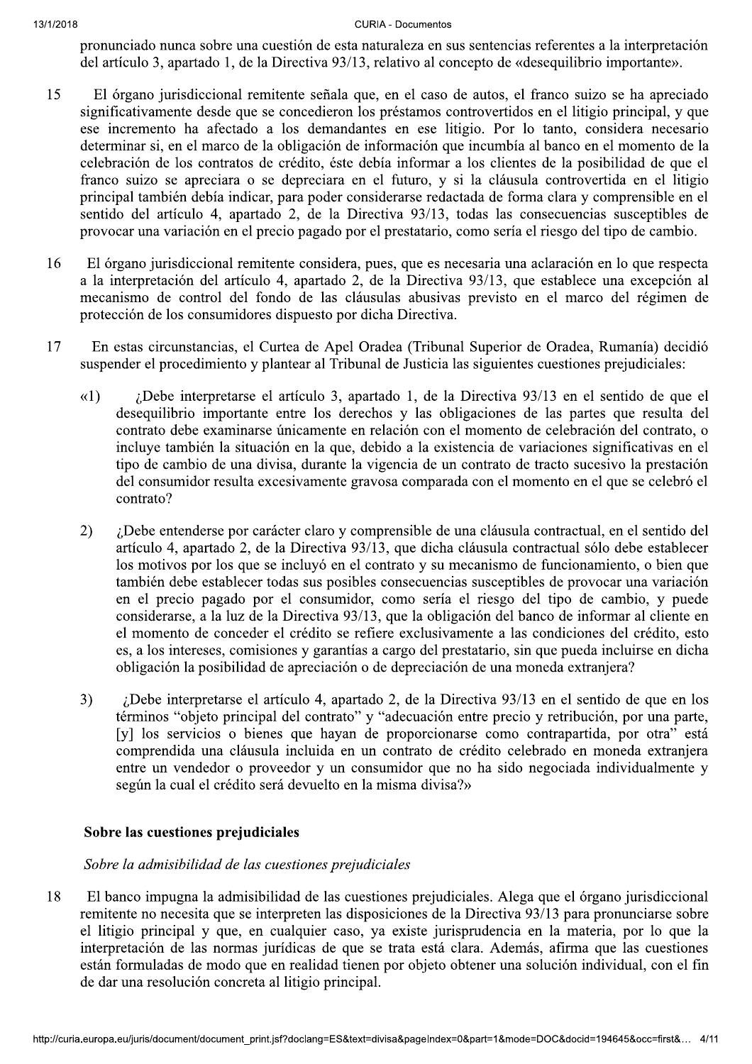pronunciado nunca sobre una cuestión de esta naturaleza en sus sentencias referentes a la interpretación del artículo 3, apartado 1, de la Directiva 93/13, relativo al concepto de «desequilibrio importante».

15 El órgano jurisdiccional remitente señala que, en el caso de autos, el franco suizo se ha apreciado significativamente desde que se concedieron los préstamos controvertidos en el litigio principal, y que ese incremento ha afectado a los demandantes en ese litigio. Por lo tanto, considera necesario determinar si, en el marco de la obligación de información que incumbía al banco en el momento de la celebración de los contratos de crédito, éste debía informar a los clientes de la posibilidad de que el franco suizo se apreciara o se depreciara en el futuro, y si la cláusula controvertida en el litigio principal también debía indicar, para poder considerarse redactada de forma clara y comprensible en el sentido del artículo 4, apartado 2, de la Directiva 93/13, todas las consecuencias susceptibles de provocar una variación en el precio pagado por el prestatario, como sería el riesgo del tipo de cambio.

16 El órgano jurisdiccional remitente considera, pues, que es necesaria una aclaración en lo que respecta a la interpretación del artículo 4, apartado 2, de la Directiva 93/13, que establece una excepción al mecanismo de control del fondo de las cláusulas abusivas previsto en el marco del régimen de protección de los consumidores dispuesto por dicha Directiva.

17 En estas circunstancias, el Curtea de Apel Oradea (Tribunal Superior de Oradea, Rumanía) decidió suspender el procedimiento y plantear al Tribunal de Justicia las siguientes cuestiones prejudiciales:

«1) ¿Debe interpretarse el artículo 3, apartado 1, de la Directiva 93/13 en el sentido de que el desequilibrio importante entre los derechos y las obligaciones de las partes que resulta del contrato debe examinarse únicamente en relación con el momento de celebración del contrato, o incluye también la situación en la que, debido a la existencia de variaciones significativas en el tipo de cambio de una divisa, durante la vigencia de un contrato de tracto sucesivo la prestación del consumidor resulta excesivamente gravosa comparada con el momento en el que se celebró el contrato?

2) ¿Debe entenderse por carácter claro y comprensible de una cláusula contractual, en el sentido del artículo 4, apartado 2, de la Directiva 93/13, que dicha cláusula contractual sólo debe establecer los motivos por los que se incluyó en el contrato y su mecanismo de funcionamiento, o bien que también debe establecer todas sus posibles consecuencias susceptibles de provocar una variación en el precio pagado por el consumidor, como sería el riesgo del tipo de cambio, y puede considerarse, a la luz de la Directiva 93/13, que la obligación del banco de informar al cliente en el momento de conceder el crédito se refiere exclusivamente a las condiciones del crédito, esto es, a los intereses, comisiones y garantías a cargo del prestatario, sin que pueda incluirse en dicha obligación la posibilidad de apreciación o de depreciación de una moneda extranjera?

3) ¿Debe interpretarse el artículo 4, apartado 2, de la Directiva 93/13 en el sentido de que en los términos "objeto principal del contrato" y "adecuación entre precio y retribución, por una parte, [y] los servicios o bienes que hayan de proporcionarse como contrapartida, por otra" está comprendida una cláusula incluida en un contrato de crédito celebrado en moneda extranjera entre un vendedor o proveedor y un consumidor que no ha sido negociada individualmente y según la cual el crédito será devuelto en la misma divisa?»

### Sobre las cuestiones prejudiciales

#### *Sobre la admisibilidad de las cuestiones prejudiciales*

18 El banco impugna la admisibilidad de las cuestiones prejudiciales. Alega que el órgano jurisdiccional remitente no necesita que se interpreten las disposiciones de la Directiva 93/13 para pronunciarse sobre el litigio principal y que, en cualquier caso, ya existe jurisprudencia en la materia, por lo que la interpretación de las normas jurídicas de que se trata está clara. Además, afirma que las cuestiones están formuladas de modo que en realidad tienen por objeto obtener una solución individual, con el fin de dar una resolución concreta al litigio principal.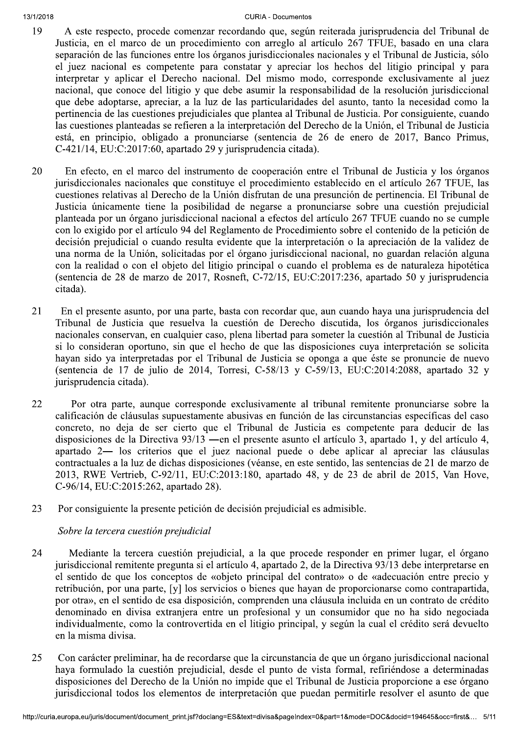19 A este respecto, procede comenzar recordando que, según reiterada jurisprudencia del Tribunal de Justicia, en el marco de un procedimiento con arreglo al artículo 267 TFUE, basado en una clara separación de las funciones entre los órganos jurisdiccionales nacionales y el Tribunal de Justicia, sólo el juez nacional es competente para constatar y apreciar los hechos del litigio principal y para interpretar y aplicar el Derecho nacional. Del mismo modo, corresponde exclusivamente al juez nacional, que conoce del litigio y que debe asumir la responsabilidad de la resolución jurisdiccional que debe adoptarse, apreciar, a la luz de las particularidades del asunto, tanto la necesidad como la pertinencia de las cuestiones prejudiciales que plantea al Tribunal de Justicia. Por consiguiente, cuando las cuestiones planteadas se refieren a la interpretación del Derecho de la Unión, el Tribunal de Justicia está, en principio, obligado a pronunciarse (sentencia de 26 de enero de 2017, Banco Primus, C-421/14, EU:C:2017:60, apartado 29 y jurisprudencia citada).

20 En efecto, en el marco del instrumento de cooperación entre el Tribunal de Justicia y los órganos jurisdiccionales nacionales que constituye el procedimiento establecido en el artículo 267 TFUE, las cuestiones relativas al Derecho de la Unión disfrutan de una presunción de pertinencia. El Tribunal de Justicia únicamente tiene la posibilidad de negarse a pronunciarse sobre una cuestión prejudicial planteada por un órgano jurisdiccional nacional a efectos del artículo 267 TFUE cuando no se cumple con lo exigido por el artículo 94 del Reglamento de Procedimiento sobre el contenido de la petición de decisión prejudicial o cuando resulta evidente que la interpretación o la apreciación de la validez de una norma de la Unión, solicitadas por el órgano jurisdiccional nacional, no guardan relación alguna con la realidad o con el objeto del litigio principal o cuando el problema es de naturaleza hipotética (sentencia de 28 de marzo de 2017, Rosneft, C-72/15, EU:C:2017:236, apartado 50 y jurisprudencia citada).

21 En el presente asunto, por una parte, basta con recordar que, aun cuando haya una jurisprudencia del Tribunal de Justicia que resuelva la cuestión de Derecho discutida, los órganos jurisdiccionales nacionales conservan, en cualquier caso, plena libertad para someter la cuestión al Tribunal de Justicia si lo consideran oportuno, sin que el hecho de que las disposiciones cuya interpretación se solicita hayan sido ya interpretadas por el Tribunal de Justicia se oponga a que éste se pronuncie de nuevo (sentencia de 17 de julio de 2014, Torresi, C-58/13 y C-59/13, EU:C:2014:2088, apartado 32 y jurisprudencia citada).

22 Por otra parte, aunque corresponde exclusivamente al tribunal remitente pronunciarse sobre la calificación de cláusulas supuestamente abusivas en función de las circunstancias específicas del caso concreto, no deja de ser cierto que el Tribunal de Justicia es competente para deducir de las disposiciones de la Directiva 93/13 —en el presente asunto el artículo 3, apartado 1, y del artículo 4, apartado 2— los criterios que el juez nacional puede o debe aplicar al apreciar las cláusulas contractuales a la luz de dichas disposiciones (véanse, en este sentido, las sentencias de 21 de marzo de 2013, RWE Vertrieb, C-92/11, EU:C:2013:180, apartado 48, y de 23 de abril de 2015, Van Hove, C-96/14, EU:C:2015:262, apartado 28).

23 Por consiguiente la presente petición de decisión prejudicial es admisible.

*Sobre la tercera cuestión prejudicial*

24 Mediante la tercera cuestión prejudicial, a la que procede responder en primer lugar, el órgano jurisdiccional remitente pregunta si el artículo 4, apartado 2, de la Directiva 93/13 debe interpretarse en el sentido de que los conceptos de «objeto principal del contrato» o de «adecuación entre precio y retribución, por una parte, [y] los servicios o bienes que hayan de proporcionarse como contrapartida, por otra», en el sentido de esa disposición, comprenden una cláusula incluida en un contrato de crédito denominado en divisa extranjera entre un profesional y un consumidor que no ha sido negociada individualmente, como la controvertida en el litigio principal, y según la cual el crédito será devuelto en la misma divisa.

25 Con carácter preliminar, ha de recordarse que la circunstancia de que un órgano jurisdiccional nacional haya formulado la cuestión prejudicial, desde el punto de vista formal, refiriéndose a determinadas disposiciones del Derecho de la Unión no impide que el Tribunal de Justicia proporcione a ese órgano jurisdiccional todos los elementos de interpretación que puedan permitirle resolver el asunto de que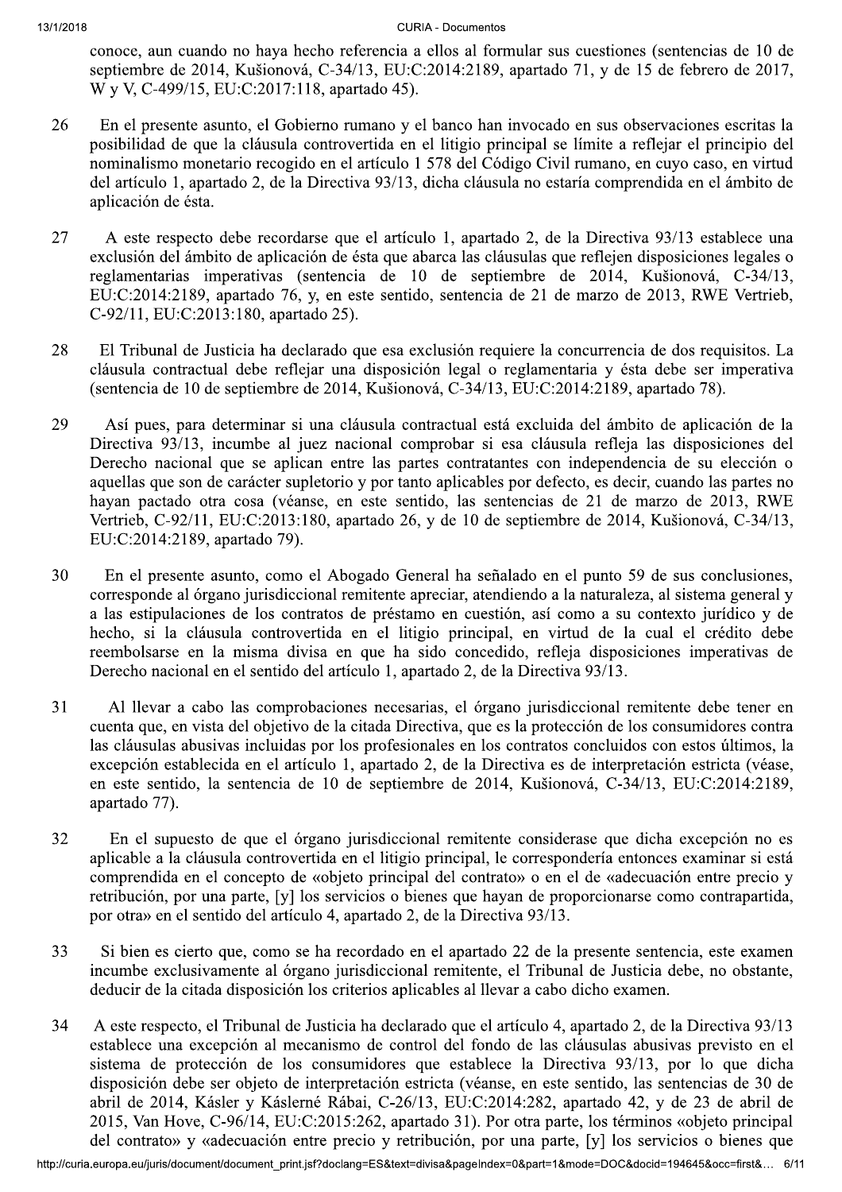conoce, aun cuando no haya hecho referencia a ellos al formular sus cuestiones (sentencias de 10 de septiembre de 2014, Kušionová, C-34/13, EU:C:2014:2189, apartado 71, y de 15 de febrero de 2017, W y V, C-499/15, EU:C:2017:118, apartado 45).

26 En el presente asunto, el Gobierno rumano y el banco han invocado en sus observaciones escritas la posibilidad de que la cláusula controvertida en el litigio principal se límite a reflejar el principio del nominalismo monetario recogido en el artículo 1 578 del Código Civil rumano, en cuyo caso, en virtud del artículo 1, apartado 2, de la Directiva 93/13, dicha cláusula no estaría comprendida en el ámbito de aplicación de ésta.

27 A este respecto debe recordarse que el artículo 1, apartado 2, de la Directiva 93/13 establece una exclusión del ámbito de aplicación de ésta que abarca las cláusulas que reflejen disposiciones legales o reglamentarias imperativas (sentencia de 10 de septiembre de 2014, Kušionová, C-34/13, EU:C:2014:2189, apartado 76, y, en este sentido, sentencia de 21 de marzo de 2013, RWE Vertrieb, C-92/11, EU:C:2013:180, apartado 25).

28 El Tribunal de Justicia ha declarado que esa exclusión requiere la concurrencia de dos requisitos. La cláusula contractual debe reflejar una disposición legal o reglamentaria y ésta debe ser imperativa (sentencia de 10 de septiembre de 2014, Kušionová, C-34/13, EU:C:2014:2189, apartado 78).

29 Así pues, para determinar si una cláusula contractual está excluida del ámbito de aplicación de la Directiva 93/13, incumbe al juez nacional comprobar si esa cláusula refleja las disposiciones del Derecho nacional que se aplican entre las partes contratantes con independencia de su elección o aquellas que son de carácter supletorio y por tanto aplicables por defecto, es decir, cuando las partes no hayan pactado otra cosa (véanse, en este sentido, las sentencias de 21 de marzo de 2013, RWE Vertrieb, C-92/11, EU:C:2013:180, apartado 26, y de 10 de septiembre de 2014, Kušionová, C-34/13, EU:C:2014:2189, apartado 79).

30 En el presente asunto, como el Abogado General ha señalado en el punto 59 de sus conclusiones, corresponde al órgano jurisdiccional remitente apreciar, atendiendo a la naturaleza, al sistema general y a las estipulaciones de los contratos de préstamo en cuestión, así como a su contexto jurídico y de hecho, si la cláusula controvertida en el litigio principal, en virtud de la cual el crédito debe reembolsarse en la misma divisa en que ha sido concedido, refleja disposiciones imperativas de Derecho nacional en el sentido del artículo 1, apartado 2, de la Directiva 93/13.

31 Al llevar a cabo las comprobaciones necesarias, el órgano jurisdiccional remitente debe tener en cuenta que, en vista del objetivo de la citada Directiva, que es la protección de los consumidores contra las cláusulas abusivas incluidas por los profesionales en los contratos concluidos con estos últimos, la excepción establecida en el artículo 1, apartado 2, de la Directiva es de interpretación estricta (véase, en este sentido, la sentencia de 10 de septiembre de 2014, Kušionová, C-34/13, EU:C:2014:2189, apartado 77).

32 En el supuesto de que el órgano jurisdiccional remitente considerase que dicha excepción no es aplicable a la cláusula controvertida en el litigio principal, le correspondería entonces examinar si está comprendida en el concepto de «objeto principal del contrato» o en el de «adecuación entre precio y retribución, por una parte, [y] los servicios o bienes que hayan de proporcionarse como contrapartida, por otra» en el sentido del artículo 4, apartado 2, de la Directiva 93/13.

33 Si bien es cierto que, como se ha recordado en el apartado 22 de la presente sentencia, este examen incumbe exclusivamente al órgano jurisdiccional remitente, el Tribunal de Justicia debe, no obstante, deducir de la citada disposición los criterios aplicables al llevar a cabo dicho examen.

34 A este respecto, el Tribunal de Justicia ha declarado que el artículo 4, apartado 2, de la Directiva 93/13 establece una excepción al mecanismo de control del fondo de las cláusulas abusivas previsto en el sistema de protección de los consumidores que establece la Directiva 93/13, por lo que dicha disposición debe ser objeto de interpretación estricta (véanse, en este sentido, las sentencias de 30 de abril de 2014, Kásler y Káslerné Rábai, C-26/13, EU:C:2014:282, apartado 42, y de 23 de abril de 2015, Van Hove, C-96/14, EU:C:2015:262, apartado 31). Por otra parte, los términos «objeto principal del contrato» y «adecuación entre precio y retribución, por una parte, [y] los servicios o bienes que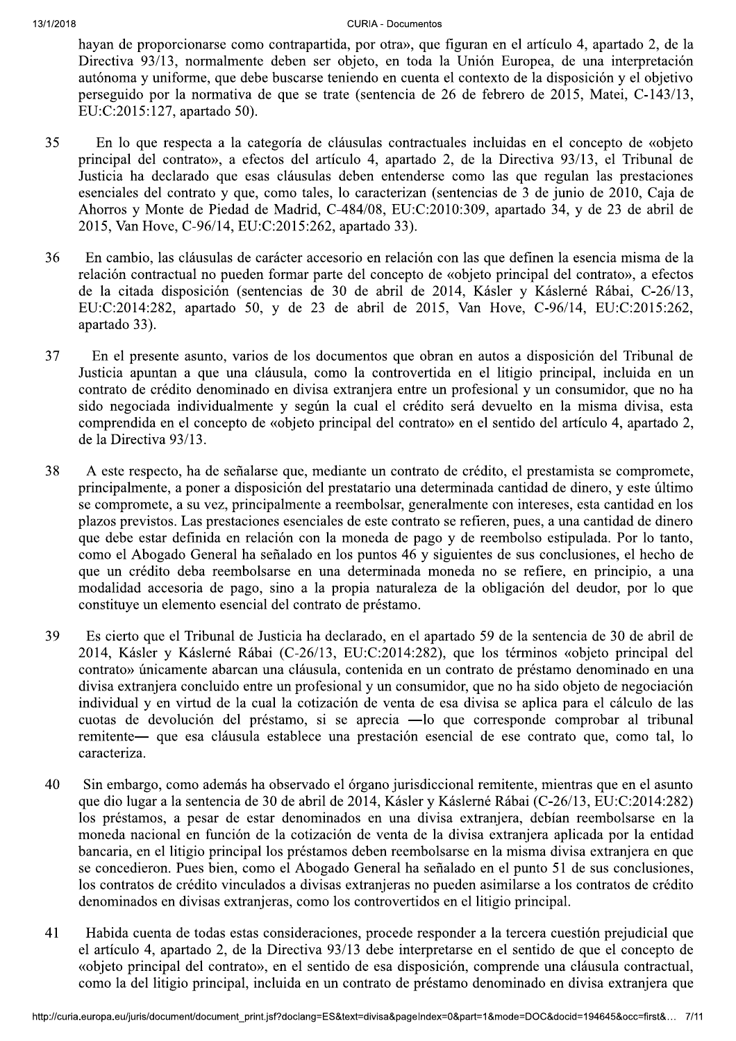hayan de proporcionarse como contrapartida, por otra», que figuran en el artículo 4, apartado 2, de la Directiva 93/13, normalmente deben ser objeto, en toda la Unión Europea, de una interpretación autónoma y uniforme, que debe buscarse teniendo en cuenta el contexto de la disposición y el objetivo perseguido por la normativa de que se trate (sentencia de 26 de febrero de 2015, Matei, C-143/13, EU:C:2015:127, apartado 50).

35 En lo que respecta a la categoría de cláusulas contractuales incluidas en el concepto de «objeto principal del contrato», a efectos del artículo 4, apartado 2, de la Directiva 93/13, el Tribunal de Justicia ha declarado que esas cláusulas deben entenderse como las que regulan las prestaciones esenciales del contrato y que, como tales, lo caracterizan (sentencias de 3 de junio de 2010, Caja de Ahorros y Monte de Piedad de Madrid, C-484/08, EU:C:2010:309, apartado 34, y de 23 de abril de 2015, Van Hove, C-96/14, EU:C:2015:262, apartado 33).

36 En cambio, las cláusulas de carácter accesorio en relación con las que definen la esencia misma de la relación contractual no pueden formar parte del concepto de «objeto principal del contrato», a efectos de la citada disposición (sentencias de 30 de abril de 2014, Kásler y Káslerné Rábai, C-26/13, EU:C:2014:282, apartado 50, y de 23 de abril de 2015, Van Hove, C-96/14, EU:C:2015:262, apartado 33).

37 En el presente asunto, varios de los documentos que obran en autos a disposición del Tribunal de Justicia apuntan a que una cláusula, como la controvertida en el litigio principal, incluida en un contrato de crédito denominado en divisa extranjera entre un profesional y un consumidor, que no ha sido negociada individualmente y según la cual el crédito será devuelto en la misma divisa, esta comprendida en el concepto de «objeto principal del contrato» en el sentido del artículo 4, apartado 2, de la Directiva 93/13.

38 A este respecto, ha de señalarse que, mediante un contrato de crédito, el prestamista se compromete, principalmente, a poner a disposición del prestatario una determinada cantidad de dinero, y este último se compromete, a su vez, principalmente a reembolsar, generalmente con intereses, esta cantidad en los plazos previstos. Las prestaciones esenciales de este contrato se refieren, pues, a una cantidad de dinero que debe estar definida en relación con la moneda de pago y de reembolso estipulada. Por lo tanto, como el Abogado General ha señalado en los puntos 46 y siguientes de sus conclusiones, el hecho de que un crédito deba reembolsarse en una determinada moneda no se refiere, en principio, a una modalidad accesoria de pago, sino a la propia naturaleza de la obligación del deudor, por lo que constituye un elemento esencial del contrato de préstamo.

39 Es cierto que el Tribunal de Justicia ha declarado, en el apartado 59 de la sentencia de 30 de abril de 2014, Kásler y Káslerné Rábai (C-26/13, EU:C:2014:282), que los términos «objeto principal del contrato» únicamente abarcan una cláusula, contenida en un contrato de préstamo denominado en una divisa extranjera concluido entre un profesional y un consumidor, que no ha sido objeto de negociación individual y en virtud de la cual la cotización de venta de esa divisa se aplica para el cálculo de las cuotas de devolución del préstamo, si se aprecia —lo que corresponde comprobar al tribunal remitente— que esa cláusula establece una prestación esencial de ese contrato que, como tal, lo caracteriza.

40 Sin embargo, como además ha observado el órgano jurisdiccional remitente, mientras que en el asunto que dio lugar a la sentencia de 30 de abril de 2014, Kásler y Káslerné Rábai (C-26/13, EU:C:2014:282) los préstamos, a pesar de estar denominados en una divisa extranjera, debían reembolsarse en la moneda nacional en función de la cotización de venta de la divisa extranjera aplicada por la entidad bancaria, en el litigio principal los préstamos deben reembolsarse en la misma divisa extranjera en que se concedieron. Pues bien, como el Abogado General ha señalado en el punto 51 de sus conclusiones, los contratos de crédito vinculados a divisas extranjeras no pueden asimilarse a los contratos de crédito denominados en divisas extranjeras, como los controvertidos en el litigio principal.

41 Habida cuenta de todas estas consideraciones, procede responder a la tercera cuestión prejudicial que el artículo 4, apartado 2, de la Directiva 93/13 debe interpretarse en el sentido de que el concepto de «objeto principal del contrato», en el sentido de esa disposición, comprende una cláusula contractual, como la del litigio principal, incluida en un contrato de préstamo denominado en divisa extranjera que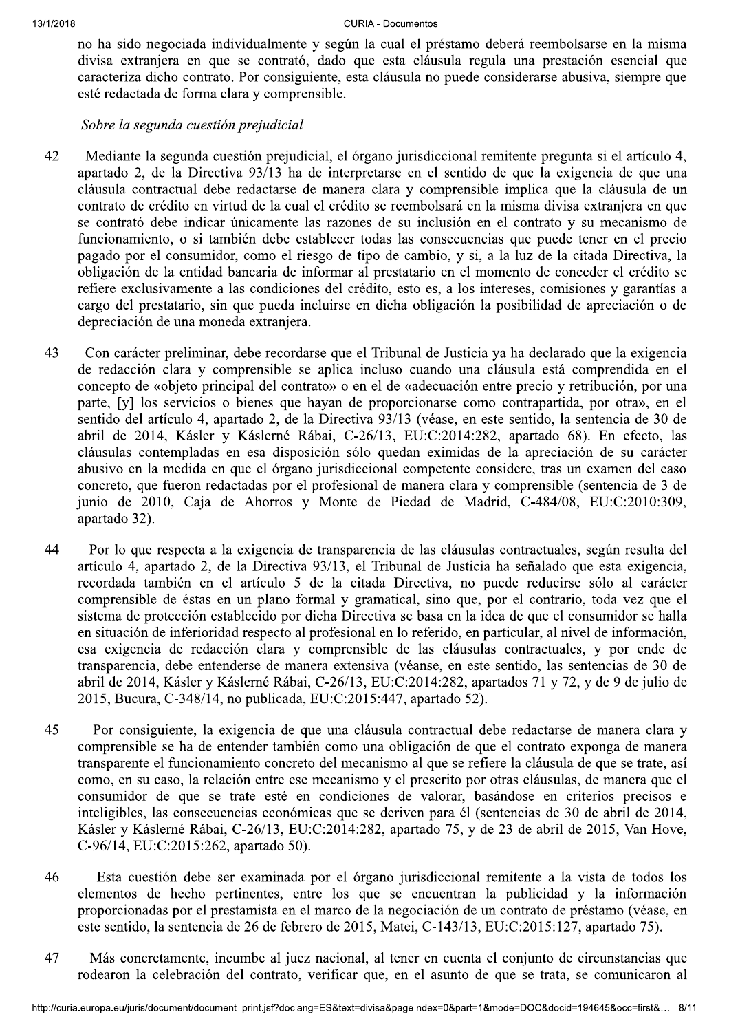no ha sido negociada individualmente y según la cual el préstamo deberá reembolsarse en la misma divisa extranjera en que se contrató, dado que esta cláusula regula una prestación esencial que caracteriza dicho contrato. Por consiguiente, esta cláusula no puede considerarse abusiva, siempre que esté redactada de forma clara y comprensible.

*Sobre la segunda cuestión prejudicial*

42 Mediante la segunda cuestión prejudicial, el órgano jurisdiccional remitente pregunta si el artículo 4, apartado 2, de la Directiva 93/13 ha de interpretarse en el sentido de que la exigencia de que una cláusula contractual debe redactarse de manera clara y comprensible implica que la cláusula de un contrato de crédito en virtud de la cual el crédito se reembolsará en la misma divisa extranjera en que se contrató debe indicar únicamente las razones de su inclusión en el contrato y su mecanismo de funcionamiento, o si también debe establecer todas las consecuencias que puede tener en el precio pagado por el consumidor, como el riesgo de tipo de cambio, y si, a la luz de la citada Directiva, la obligación de la entidad bancaria de informar al prestatario en el momento de conceder el crédito se refiere exclusivamente a las condiciones del crédito, esto es, a los intereses, comisiones y garantías a cargo del prestatario, sin que pueda incluirse en dicha obligación la posibilidad de apreciación o de depreciación de una moneda extranjera.

43 Con carácter preliminar, debe recordarse que el Tribunal de Justicia ya ha declarado que la exigencia de redacción clara y comprensible se aplica incluso cuando una cláusula está comprendida en el concepto de «objeto principal del contrato» o en el de «adecuación entre precio y retribución, por una parte, [y] los servicios o bienes que hayan de proporcionarse como contrapartida, por otra», en el sentido del artículo 4, apartado 2, de la Directiva 93/13 (véase, en este sentido, la sentencia de 30 de abril de 2014, Kásler y Káslerné Rábai, C‑26/13, EU:C:2014:282, apartado 68). En efecto, las cláusulas contempladas en esa disposición sólo quedan eximidas de la apreciación de su carácter abusivo en la medida en que el órgano jurisdiccional competente considere, tras un examen del caso concreto, que fueron redactadas por el profesional de manera clara y comprensible (sentencia de 3 de junio de 2010, Caja de Ahorros y Monte de Piedad de Madrid, C‑484/08, EU:C:2010:309, apartado 32).

44 Por lo que respecta a la exigencia de transparencia de las cláusulas contractuales, según resulta del artículo 4, apartado 2, de la Directiva 93/13, el Tribunal de Justicia ha señalado que esta exigencia, recordada también en el artículo 5 de la citada Directiva, no puede reducirse sólo al carácter comprensible de éstas en un plano formal y gramatical, sino que, por el contrario, toda vez que el sistema de protección establecido por dicha Directiva se basa en la idea de que el consumidor se halla en situación de inferioridad respecto al profesional en lo referido, en particular, al nivel de información, esa exigencia de redacción clara y comprensible de las cláusulas contractuales, y por ende de transparencia, debe entenderse de manera extensiva (véanse, en este sentido, las sentencias de 30 de abril de 2014, Kásler y Káslerné Rábai, C‑26/13, EU:C:2014:282, apartados 71 y 72, y de 9 de julio de 2015, Bucura, C‑348/14, no publicada, EU:C:2015:447, apartado 52).

45 Por consiguiente, la exigencia de que una cláusula contractual debe redactarse de manera clara y comprensible se ha de entender también como una obligación de que el contrato exponga de manera transparente el funcionamiento concreto del mecanismo al que se refiere la cláusula de que se trate, así como, en su caso, la relación entre ese mecanismo y el prescrito por otras cláusulas, de manera que el consumidor de que se trate esté en condiciones de valorar, basándose en criterios precisos e inteligibles, las consecuencias económicas que se deriven para él (sentencias de 30 de abril de 2014, Kásler y Káslerné Rábai, C‑26/13, EU:C:2014:282, apartado 75, y de 23 de abril de 2015, Van Hove, C‑96/14, EU:C:2015:262, apartado 50).

46 Esta cuestión debe ser examinada por el órgano jurisdiccional remitente a la vista de todos los elementos de hecho pertinentes, entre los que se encuentran la publicidad y la información proporcionadas por el prestamista en el marco de la negociación de un contrato de préstamo (véase, en este sentido, la sentencia de 26 de febrero de 2015, Matei, C‑143/13, EU:C:2015:127, apartado 75).

47 Más concretamente, incumbe al juez nacional, al tener en cuenta el conjunto de circunstancias que rodearon la celebración del contrato, verificar que, en el asunto de que se trata, se comunicaron al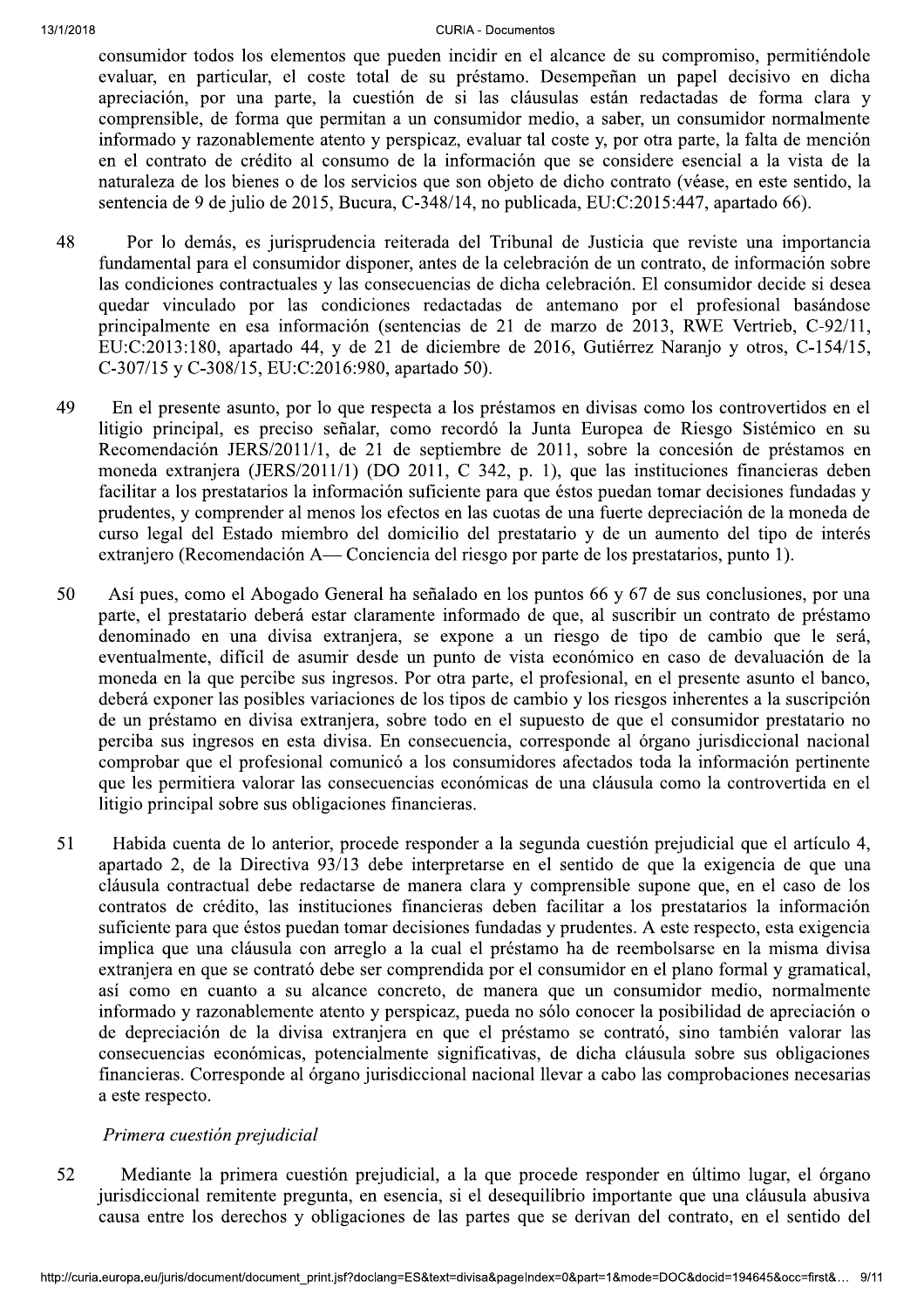consumidor todos los elementos que pueden incidir en el alcance de su compromiso, permitiéndole evaluar, en particular, el coste total de su préstamo. Desempeñan un papel decisivo en dicha apreciación, por una parte, la cuestión de si las cláusulas están redactadas de forma clara y comprensible, de forma que permitan a un consumidor medio, a saber, un consumidor normalmente informado y razonablemente atento y perspicaz, evaluar tal coste y, por otra parte, la falta de mención en el contrato de crédito al consumo de la información que se considere esencial a la vista de la naturaleza de los bienes o de los servicios que son objeto de dicho contrato (véase, en este sentido, la sentencia de 9 de julio de 2015, Bucura, C-348/14, no publicada, EU:C:2015:447, apartado 66).

48 Por lo demás, es jurisprudencia reiterada del Tribunal de Justicia que reviste una importancia fundamental para el consumidor disponer, antes de la celebración de un contrato, de información sobre las condiciones contractuales y las consecuencias de dicha celebración. El consumidor decide si desea quedar vinculado por las condiciones redactadas de antemano por el profesional basándose principalmente en esa información (sentencias de 21 de marzo de 2013, RWE Vertrieb, C-92/11, EU:C:2013:180, apartado 44, y de 21 de diciembre de 2016, Gutiérrez Naranjo y otros, C-154/15, C-307/15 y C-308/15, EU:C:2016:980, apartado 50).

49 En el presente asunto, por lo que respecta a los préstamos en divisas como los controvertidos en el litigio principal, es preciso señalar, como recordó la Junta Europea de Riesgo Sistémico en su Recomendación JERS/2011/1, de 21 de septiembre de 2011, sobre la concesión de préstamos en moneda extranjera (JERS/2011/1) (DO 2011, C 342, p. 1), que las instituciones financieras deben facilitar a los prestatarios la información suficiente para que éstos puedan tomar decisiones fundadas y prudentes, y comprender al menos los efectos en las cuotas de una fuerte depreciación de la moneda de curso legal del Estado miembro del domicilio del prestatario y de un aumento del tipo de interés extranjero (Recomendación A— Conciencia del riesgo por parte de los prestatarios, punto 1).

50 Así pues, como el Abogado General ha señalado en los puntos 66 y 67 de sus conclusiones, por una parte, el prestatario deberá estar claramente informado de que, al suscribir un contrato de préstamo denominado en una divisa extranjera, se expone a un riesgo de tipo de cambio que le será, eventualmente, difícil de asumir desde un punto de vista económico en caso de devaluación de la moneda en la que percibe sus ingresos. Por otra parte, el profesional, en el presente asunto el banco, deberá exponer las posibles variaciones de los tipos de cambio y los riesgos inherentes a la suscripción de un préstamo en divisa extranjera, sobre todo en el supuesto de que el consumidor prestatario no perciba sus ingresos en esta divisa. En consecuencia, corresponde al órgano jurisdiccional nacional comprobar que el profesional comunicó a los consumidores afectados toda la información pertinente que les permitiera valorar las consecuencias económicas de una cláusula como la controvertida en el litigio principal sobre sus obligaciones financieras.

51 Habida cuenta de lo anterior, procede responder a la segunda cuestión prejudicial que el artículo 4, apartado 2, de la Directiva 93/13 debe interpretarse en el sentido de que la exigencia de que una cláusula contractual debe redactarse de manera clara y comprensible supone que, en el caso de los contratos de crédito, las instituciones financieras deben facilitar a los prestatarios la información suficiente para que éstos puedan tomar decisiones fundadas y prudentes. A este respecto, esta exigencia implica que una cláusula con arreglo a la cual el préstamo ha de reembolsarse en la misma divisa extranjera en que se contrató debe ser comprendida por el consumidor en el plano formal y gramatical, así como en cuanto a su alcance concreto, de manera que un consumidor medio, normalmente informado y razonablemente atento y perspicaz, pueda no sólo conocer la posibilidad de apreciación o de depreciación de la divisa extranjera en que el préstamo se contrató, sino también valorar las consecuencias económicas, potencialmente significativas, de dicha cláusula sobre sus obligaciones financieras. Corresponde al órgano jurisdiccional nacional llevar a cabo las comprobaciones necesarias a este respecto.

*Primera cuestión prejudicial*

52 Mediante la primera cuestión prejudicial, a la que procede responder en último lugar, el órgano jurisdiccional remitente pregunta, en esencia, si el desequilibrio importante que una cláusula abusiva causa entre los derechos y obligaciones de las partes que se derivan del contrato, en el sentido del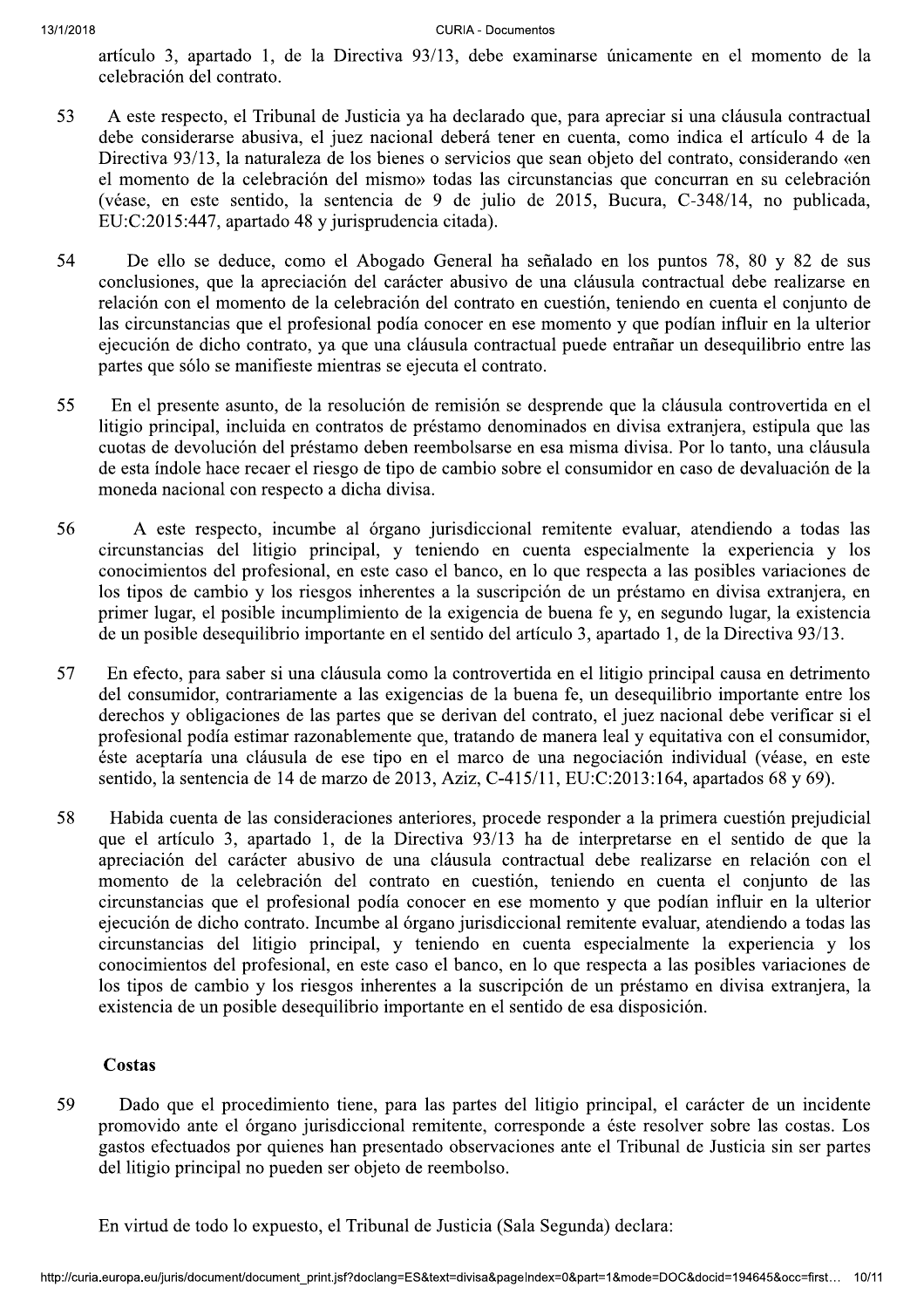artículo 3, apartado 1, de la Directiva 93/13, debe examinarse únicamente en el momento de la celebración del contrato.

53 A este respecto, el Tribunal de Justicia ya ha declarado que, para apreciar si una cláusula contractual debe considerarse abusiva, el juez nacional deberá tener en cuenta, como indica el artículo 4 de la Directiva 93/13, la naturaleza de los bienes o servicios que sean objeto del contrato, considerando «en el momento de la celebración del mismo» todas las circunstancias que concurran en su celebración (véase, en este sentido, la sentencia de 9 de julio de 2015, Bucura, C-348/14, no publicada, EU:C:2015:447, apartado 48 y jurisprudencia citada).

54 De ello se deduce, como el Abogado General ha señalado en los puntos 78, 80 y 82 de sus conclusiones, que la apreciación del carácter abusivo de una cláusula contractual debe realizarse en relación con el momento de la celebración del contrato en cuestión, teniendo en cuenta el conjunto de las circunstancias que el profesional podía conocer en ese momento y que podían influir en la ulterior ejecución de dicho contrato, ya que una cláusula contractual puede entrañar un desequilibrio entre las partes que sólo se manifieste mientras se ejecuta el contrato.

55 En el presente asunto, de la resolución de remisión se desprende que la cláusula controvertida en el litigio principal, incluida en contratos de préstamo denominados en divisa extranjera, estipula que las cuotas de devolución del préstamo deben reembolsarse en esa misma divisa. Por lo tanto, una cláusula de esta índole hace recaer el riesgo de tipo de cambio sobre el consumidor en caso de devaluación de la moneda nacional con respecto a dicha divisa.

56 A este respecto, incumbe al órgano jurisdiccional remitente evaluar, atendiendo a todas las circunstancias del litigio principal, y teniendo en cuenta especialmente la experiencia y los conocimientos del profesional, en este caso el banco, en lo que respecta a las posibles variaciones de los tipos de cambio y los riesgos inherentes a la suscripción de un préstamo en divisa extranjera, en primer lugar, el posible incumplimiento de la exigencia de buena fe y, en segundo lugar, la existencia de un posible desequilibrio importante en el sentido del artículo 3, apartado 1, de la Directiva 93/13.

57 En efecto, para saber si una cláusula como la controvertida en el litigio principal causa en detrimento del consumidor, contrariamente a las exigencias de la buena fe, un desequilibrio importante entre los derechos y obligaciones de las partes que se derivan del contrato, el juez nacional debe verificar si el profesional podía estimar razonablemente que, tratando de manera leal y equitativa con el consumidor, éste aceptaría una cláusula de ese tipo en el marco de una negociación individual (véase, en este sentido, la sentencia de 14 de marzo de 2013, Aziz, C-415/11, EU:C:2013:164, apartados 68 y 69).

58 Habida cuenta de las consideraciones anteriores, procede responder a la primera cuestión prejudicial que el artículo 3, apartado 1, de la Directiva 93/13 ha de interpretarse en el sentido de que la apreciación del carácter abusivo de una cláusula contractual debe realizarse en relación con el momento de la celebración del contrato en cuestión, teniendo en cuenta el conjunto de las circunstancias que el profesional podía conocer en ese momento y que podían influir en la ulterior ejecución de dicho contrato. Incumbe al órgano jurisdiccional remitente evaluar, atendiendo a todas las circunstancias del litigio principal, y teniendo en cuenta especialmente la experiencia y los conocimientos del profesional, en este caso el banco, en lo que respecta a las posibles variaciones de los tipos de cambio y los riesgos inherentes a la suscripción de un préstamo en divisa extranjera, la existencia de un posible desequilibrio importante en el sentido de esa disposición.

**Costas**

59 Dado que el procedimiento tiene, para las partes del litigio principal, el carácter de un incidente promovido ante el órgano jurisdiccional remitente, corresponde a éste resolver sobre las costas. Los gastos efectuados por quienes han presentado observaciones ante el Tribunal de Justicia sin ser partes del litigio principal no pueden ser objeto de reembolso.

En virtud de todo lo expuesto, el Tribunal de Justicia (Sala Segunda) declara: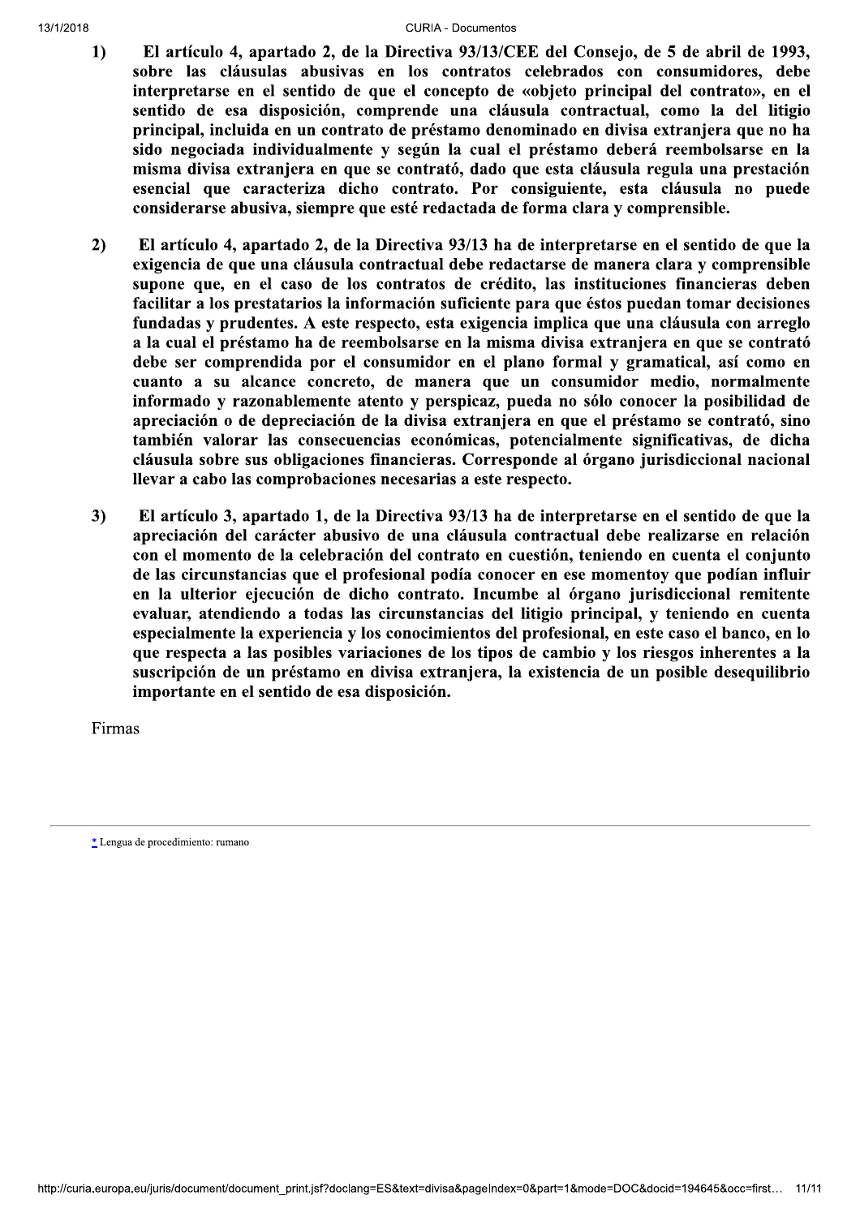1) **El artículo 4, apartado 2, de la Directiva 93/13/CEE del Consejo, de 5 de abril de 1993, sobre las cláusulas abusivas en los contratos celebrados con consumidores, debe interpretarse en el sentido de que el concepto de «objeto principal del contrato», en el sentido de esa disposición, comprende una cláusula contractual, como la del litigio principal, incluida en un contrato de préstamo denominado en divisa extranjera que no ha sido negociada individualmente y según la cual el préstamo deberá reembolsarse en la misma divisa extranjera en que se contrató, dado que esta cláusula regula una prestación esencial que caracteriza dicho contrato. Por consiguiente, esta cláusula no puede considerarse abusiva, siempre que esté redactada de forma clara y comprensible.**

2) **El artículo 4, apartado 2, de la Directiva 93/13 ha de interpretarse en el sentido de que la exigencia de que una cláusula contractual debe redactarse de manera clara y comprensible supone que, en el caso de los contratos de crédito, las instituciones financieras deben facilitar a los prestatarios la información suficiente para que éstos puedan tomar decisiones fundadas y prudentes. A este respecto, esta exigencia implica que una cláusula con arreglo a la cual el préstamo ha de reembolsarse en la misma divisa extranjera en que se contrató debe ser comprendida por el consumidor en el plano formal y gramatical, así como en cuanto a su alcance concreto, de manera que un consumidor medio, normalmente informado y razonablemente atento y perspicaz, pueda no sólo conocer la posibilidad de apreciación o de depreciación de la divisa extranjera en que el préstamo se contrató, sino también valorar las consecuencias económicas, potencialmente significativas, de dicha cláusula sobre sus obligaciones financieras. Corresponde al órgano jurisdiccional nacional llevar a cabo las comprobaciones necesarias a este respecto.**

3) **El artículo 3, apartado 1, de la Directiva 93/13 ha de interpretarse en el sentido de que la apreciación del carácter abusivo de una cláusula contractual debe realizarse en relación con el momento de la celebración del contrato en cuestión, teniendo en cuenta el conjunto de las circunstancias que el profesional podía conocer en ese momentoy que podían influir en la ulterior ejecución de dicho contrato. Incumbe al órgano jurisdiccional remitente evaluar, atendiendo a todas las circunstancias del litigio principal, y teniendo en cuenta especialmente la experiencia y los conocimientos del profesional, en este caso el banco, en lo que respecta a las posibles variaciones de los tipos de cambio y los riesgos inherentes a la suscripción de un préstamo en divisa extranjera, la existencia de un posible desequilibrio importante en el sentido de esa disposición.**

Firmas

---

* Lengua de procedimiento: rumano